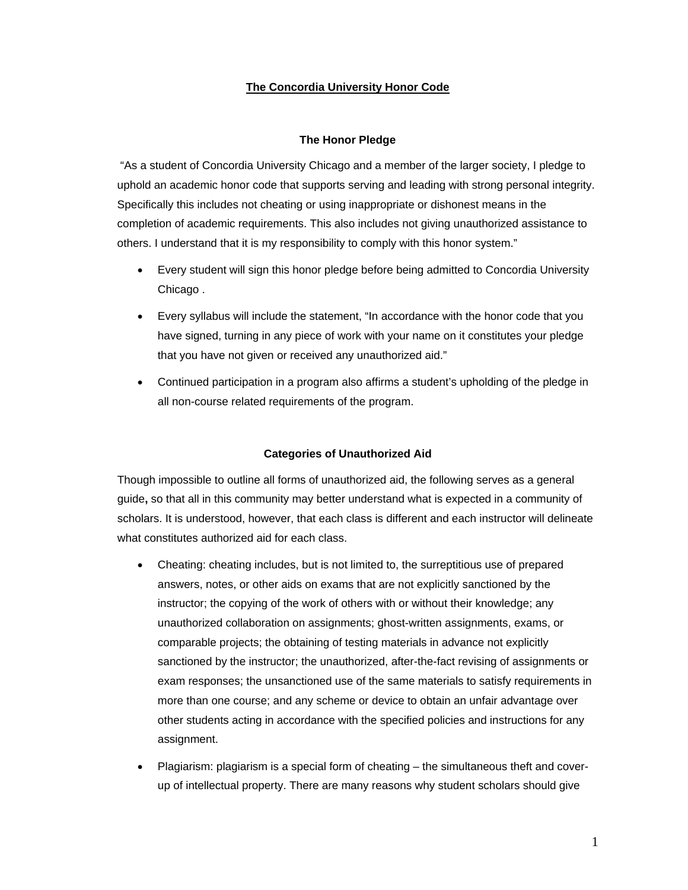# The Concordia University Honor Code

## The Honor Pledge

"As a student of Concordia University Chicago and a member of the larger society, I pledge to uphold an academic honor code that supports serving and leading with strong personal integrity. Specifically this includes not cheating or using inappropriate or dishonest means in the completion of academic requirements. This also includes not giving unauthorized assistance to others. I understand that it is my responsibility to comply with this honor system."

- Every student will sign this honor pledge before being admitted to Concordia University Chicago .
- Every syllabus will include the statement, "In accordance with the honor code that you have signed, turning in any piece of work with your name on it constitutes your pledge that you have not given or received any unauthorized aid."
- Continued participation in a program also affirms a student's upholding of the pledge in all non-course related requirements of the program.

## Categories of Unauthorized Aid

Though impossible to outline all forms of unauthorized aid, the following serves as a general guide**,** so that all in this community may better understand what is expected in a community of scholars. It is understood, however, that each class is different and each instructor will delineate what constitutes authorized aid for each class.

- Cheating: cheating includes, but is not limited to, the surreptitious use of prepared answers, notes, or other aids on exams that are not explicitly sanctioned by the instructor; the copying of the work of others with or without their knowledge; any unauthorized collaboration on assignments; ghost-written assignments, exams, or comparable projects; the obtaining of testing materials in advance not explicitly sanctioned by the instructor; the unauthorized, after-the-fact revising of assignments or exam responses; the unsanctioned use of the same materials to satisfy requirements in more than one course; and any scheme or device to obtain an unfair advantage over other students acting in accordance with the specified policies and instructions for any assignment.
- Plagiarism: plagiarism is a special form of cheating – the simultaneous theft and cover-up of intellectual property. There are many reasons why student scholars should give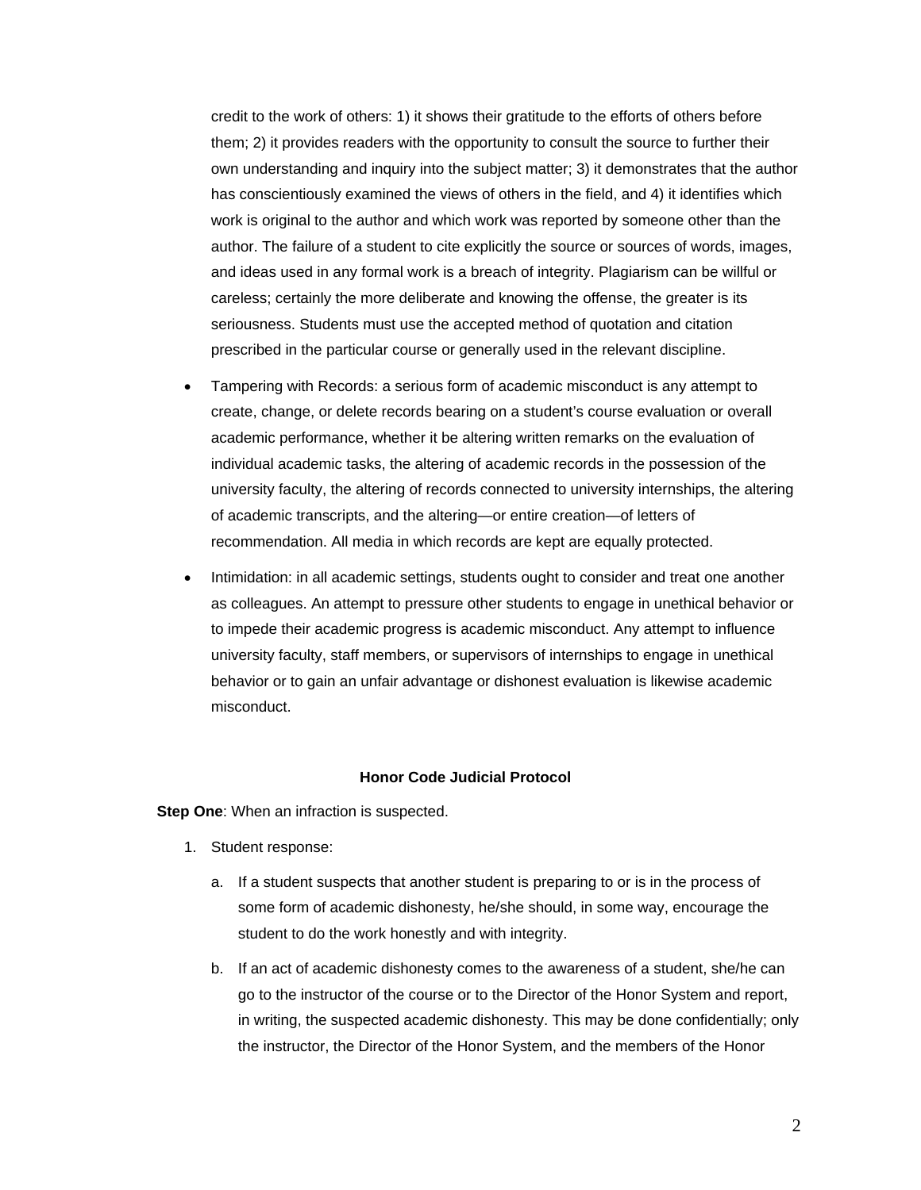credit to the work of others: 1) it shows their gratitude to the efforts of others before them; 2) it provides readers with the opportunity to consult the source to further their own understanding and inquiry into the subject matter; 3) it demonstrates that the author has conscientiously examined the views of others in the field, and 4) it identifies which work is original to the author and which work was reported by someone other than the author. The failure of a student to cite explicitly the source or sources of words, images, and ideas used in any formal work is a breach of integrity. Plagiarism can be willful or careless; certainly the more deliberate and knowing the offense, the greater is its seriousness. Students must use the accepted method of quotation and citation prescribed in the particular course or generally used in the relevant discipline.

- Tampering with Records: a serious form of academic misconduct is any attempt to create, change, or delete records bearing on a student's course evaluation or overall academic performance, whether it be altering written remarks on the evaluation of individual academic tasks, the altering of academic records in the possession of the university faculty, the altering of records connected to university internships, the altering of academic transcripts, and the altering—or entire creation—of letters of recommendation. All media in which records are kept are equally protected.

- Intimidation: in all academic settings, students ought to consider and treat one another as colleagues. An attempt to pressure other students to engage in unethical behavior or to impede their academic progress is academic misconduct. Any attempt to influence university faculty, staff members, or supervisors of internships to engage in unethical behavior or to gain an unfair advantage or dishonest evaluation is likewise academic misconduct.

## Honor Code Judicial Protocol

**Step One**: When an infraction is suspected.

1. Student response:

   a. If a student suspects that another student is preparing to or is in the process of some form of academic dishonesty, he/she should, in some way, encourage the student to do the work honestly and with integrity.

   b. If an act of academic dishonesty comes to the awareness of a student, she/he can go to the instructor of the course or to the Director of the Honor System and report, in writing, the suspected academic dishonesty. This may be done confidentially; only the instructor, the Director of the Honor System, and the members of the Honor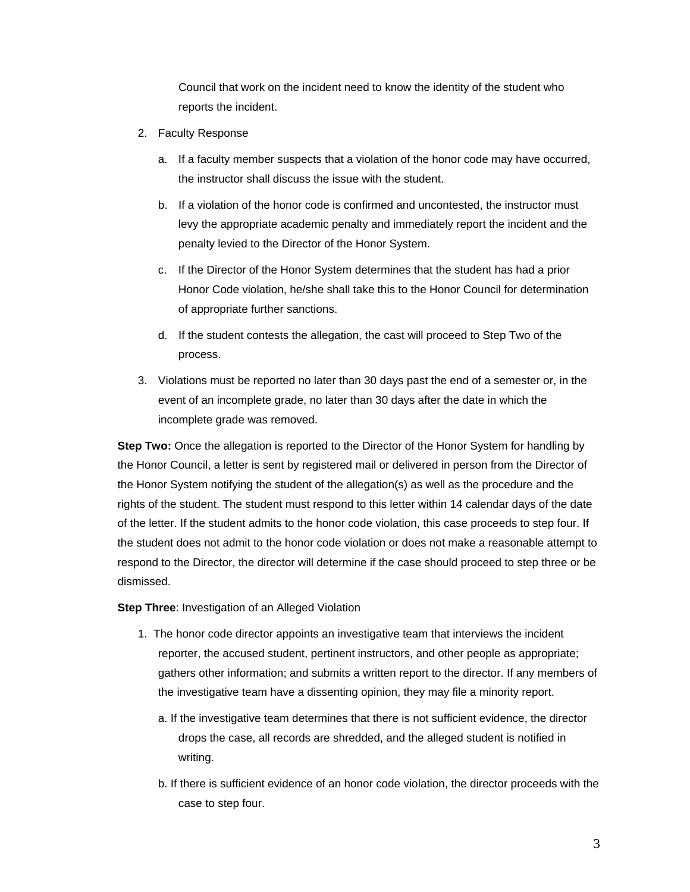Council that work on the incident need to know the identity of the student who reports the incident.

2. Faculty Response

   a. If a faculty member suspects that a violation of the honor code may have occurred, the instructor shall discuss the issue with the student.

   b. If a violation of the honor code is confirmed and uncontested, the instructor must levy the appropriate academic penalty and immediately report the incident and the penalty levied to the Director of the Honor System.

   c. If the Director of the Honor System determines that the student has had a prior Honor Code violation, he/she shall take this to the Honor Council for determination of appropriate further sanctions.

   d. If the student contests the allegation, the cast will proceed to Step Two of the process.

3. Violations must be reported no later than 30 days past the end of a semester or, in the event of an incomplete grade, no later than 30 days after the date in which the incomplete grade was removed.

**Step Two:** Once the allegation is reported to the Director of the Honor System for handling by the Honor Council, a letter is sent by registered mail or delivered in person from the Director of the Honor System notifying the student of the allegation(s) as well as the procedure and the rights of the student. The student must respond to this letter within 14 calendar days of the date of the letter. If the student admits to the honor code violation, this case proceeds to step four. If the student does not admit to the honor code violation or does not make a reasonable attempt to respond to the Director, the director will determine if the case should proceed to step three or be dismissed.

**Step Three**: Investigation of an Alleged Violation

1. The honor code director appoints an investigative team that interviews the incident reporter, the accused student, pertinent instructors, and other people as appropriate; gathers other information; and submits a written report to the director. If any members of the investigative team have a dissenting opinion, they may file a minority report.

   a. If the investigative team determines that there is not sufficient evidence, the director drops the case, all records are shredded, and the alleged student is notified in writing.

   b. If there is sufficient evidence of an honor code violation, the director proceeds with the case to step four.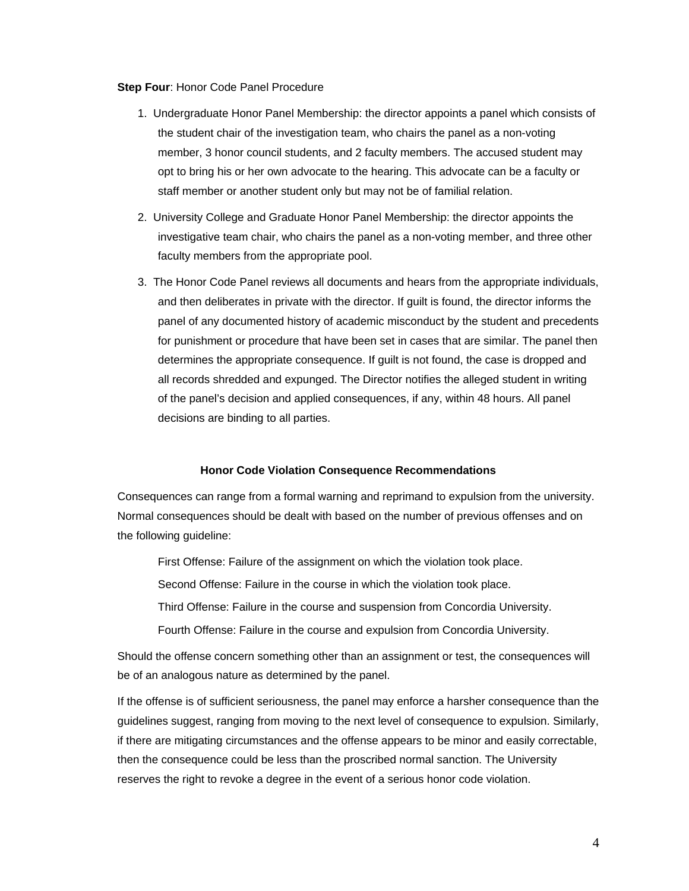**Step Four**: Honor Code Panel Procedure

1. Undergraduate Honor Panel Membership: the director appoints a panel which consists of the student chair of the investigation team, who chairs the panel as a non-voting member, 3 honor council students, and 2 faculty members. The accused student may opt to bring his or her own advocate to the hearing. This advocate can be a faculty or staff member or another student only but may not be of familial relation.
2. University College and Graduate Honor Panel Membership: the director appoints the investigative team chair, who chairs the panel as a non-voting member, and three other faculty members from the appropriate pool.
3. The Honor Code Panel reviews all documents and hears from the appropriate individuals, and then deliberates in private with the director. If guilt is found, the director informs the panel of any documented history of academic misconduct by the student and precedents for punishment or procedure that have been set in cases that are similar. The panel then determines the appropriate consequence. If guilt is not found, the case is dropped and all records shredded and expunged. The Director notifies the alleged student in writing of the panel's decision and applied consequences, if any, within 48 hours. All panel decisions are binding to all parties.

**Honor Code Violation Consequence Recommendations**

Consequences can range from a formal warning and reprimand to expulsion from the university. Normal consequences should be dealt with based on the number of previous offenses and on the following guideline:

First Offense: Failure of the assignment on which the violation took place.

Second Offense: Failure in the course in which the violation took place.

Third Offense: Failure in the course and suspension from Concordia University.

Fourth Offense: Failure in the course and expulsion from Concordia University.

Should the offense concern something other than an assignment or test, the consequences will be of an analogous nature as determined by the panel.

If the offense is of sufficient seriousness, the panel may enforce a harsher consequence than the guidelines suggest, ranging from moving to the next level of consequence to expulsion. Similarly, if there are mitigating circumstances and the offense appears to be minor and easily correctable, then the consequence could be less than the proscribed normal sanction. The University reserves the right to revoke a degree in the event of a serious honor code violation.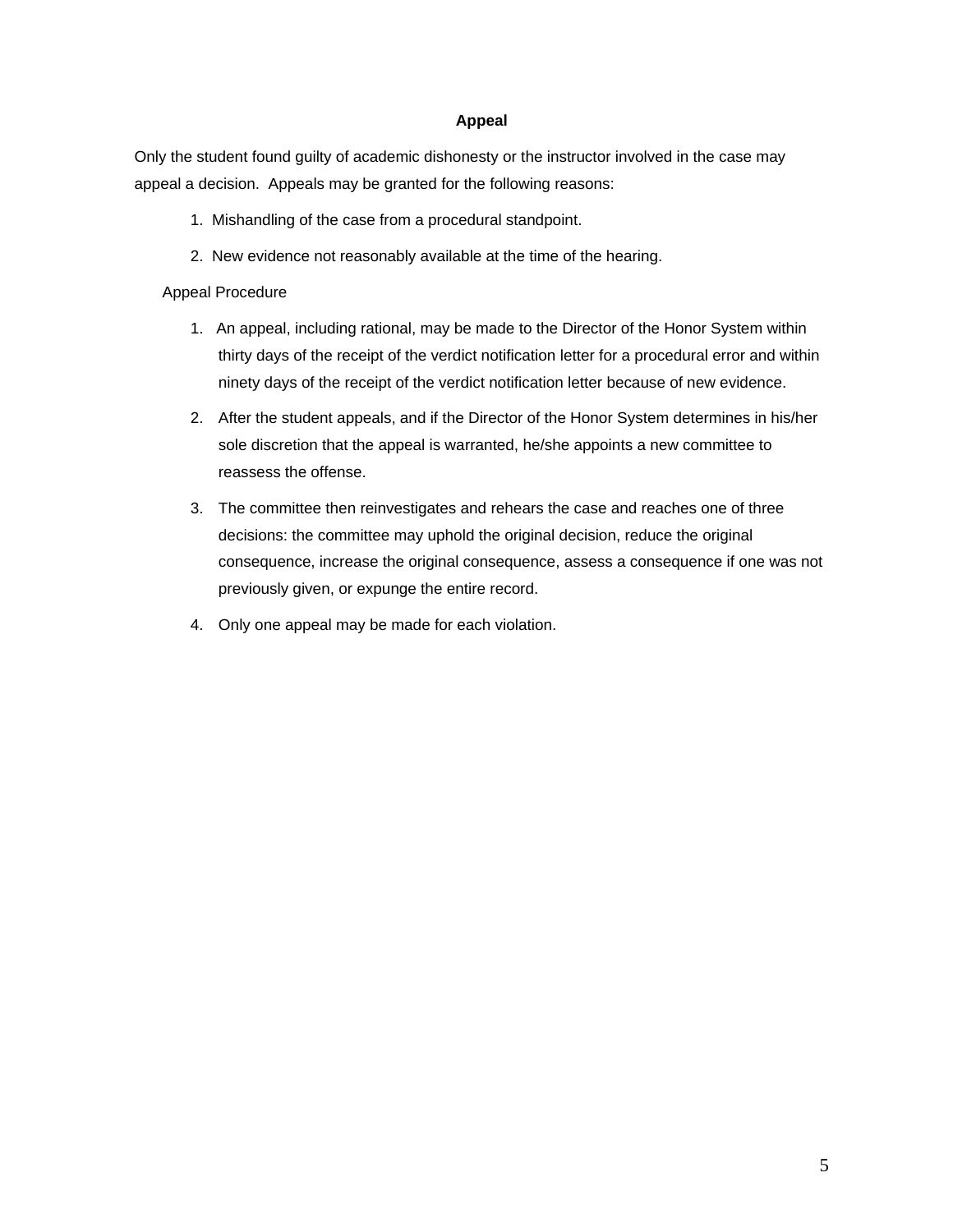### Appeal

Only the student found guilty of academic dishonesty or the instructor involved in the case may appeal a decision. Appeals may be granted for the following reasons:

1. Mishandling of the case from a procedural standpoint.
2. New evidence not reasonably available at the time of the hearing.

Appeal Procedure

1. An appeal, including rational, may be made to the Director of the Honor System within thirty days of the receipt of the verdict notification letter for a procedural error and within ninety days of the receipt of the verdict notification letter because of new evidence.
2. After the student appeals, and if the Director of the Honor System determines in his/her sole discretion that the appeal is warranted, he/she appoints a new committee to reassess the offense.
3. The committee then reinvestigates and rehears the case and reaches one of three decisions: the committee may uphold the original decision, reduce the original consequence, increase the original consequence, assess a consequence if one was not previously given, or expunge the entire record.
4. Only one appeal may be made for each violation.